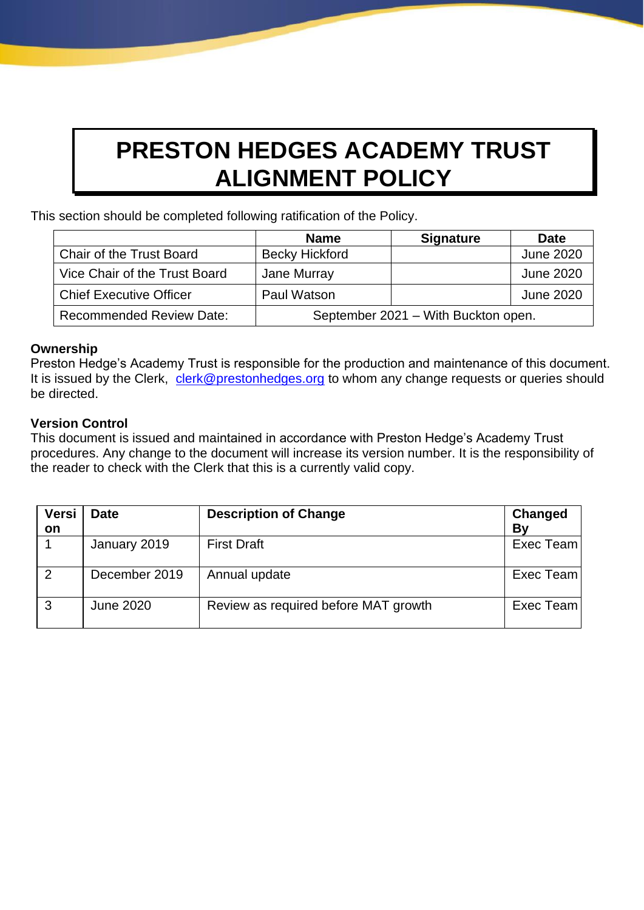# PRESTON HEDGES ACADEMY TRUST ALIGNMENT POLICY

This section should be completed following ratification of the Policy.

| | Name | Signature | Date |
|---|---|---|---|
| Chair of the Trust Board | Becky Hickford | | June 2020 |
| Vice Chair of the Trust Board | Jane Murray | | June 2020 |
| Chief Executive Officer | Paul Watson | | June 2020 |
| Recommended Review Date: | September 2021 – With Buckton open. | | |

**Ownership**
Preston Hedge's Academy Trust is responsible for the production and maintenance of this document. It is issued by the Clerk, clerk@prestonhedges.org to whom any change requests or queries should be directed.

**Version Control**
This document is issued and maintained in accordance with Preston Hedge's Academy Trust procedures. Any change to the document will increase its version number. It is the responsibility of the reader to check with the Clerk that this is a currently valid copy.

| Version | Date | Description of Change | Changed By |
|---|---|---|---|
| 1 | January 2019 | First Draft | Exec Team |
| 2 | December 2019 | Annual update | Exec Team |
| 3 | June 2020 | Review as required before MAT growth | Exec Team |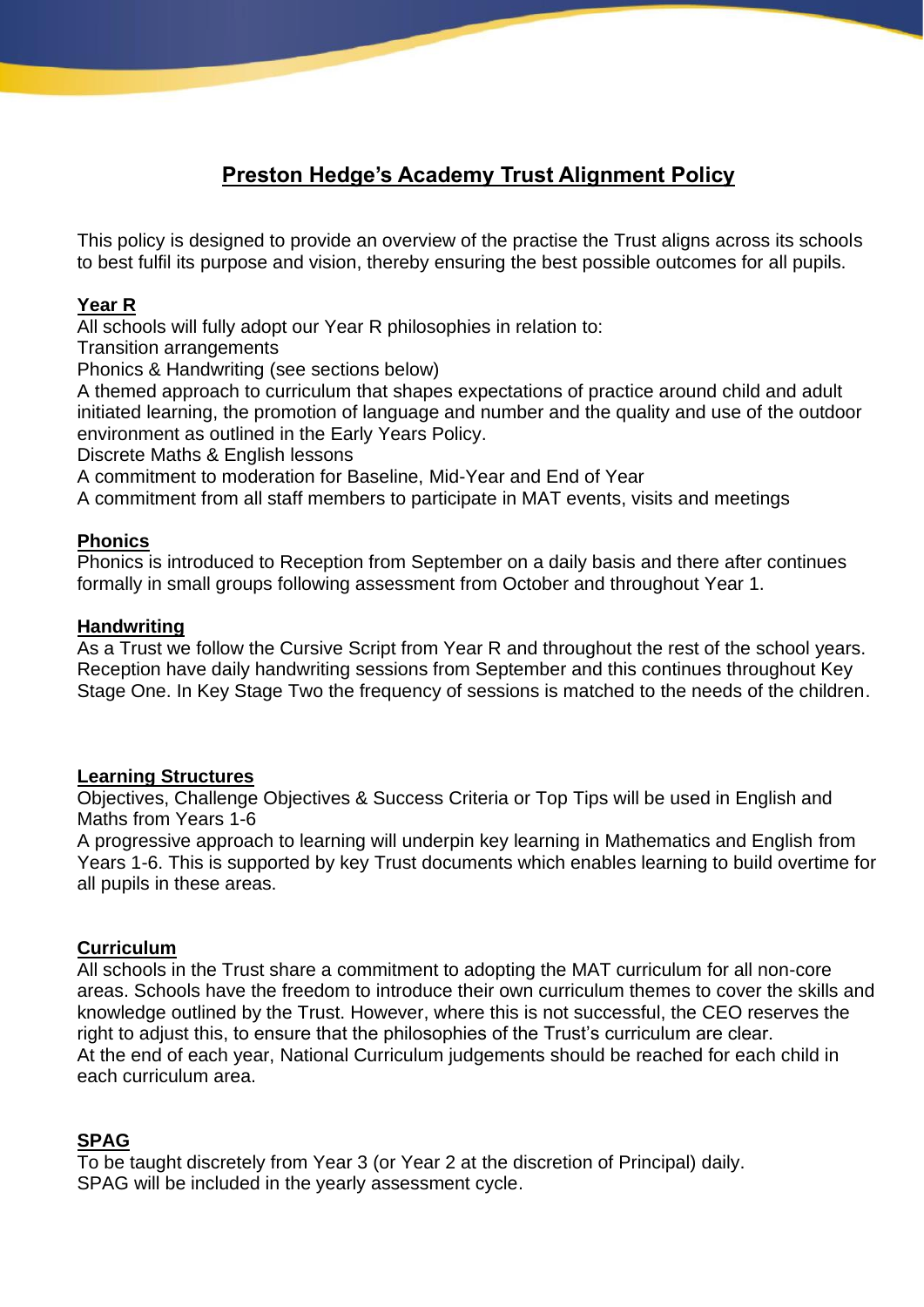# Preston Hedge's Academy Trust Alignment Policy

This policy is designed to provide an overview of the practise the Trust aligns across its schools to best fulfil its purpose and vision, thereby ensuring the best possible outcomes for all pupils.

## Year R

All schools will fully adopt our Year R philosophies in relation to:

Transition arrangements

Phonics & Handwriting (see sections below)

A themed approach to curriculum that shapes expectations of practice around child and adult initiated learning, the promotion of language and number and the quality and use of the outdoor environment as outlined in the Early Years Policy.

Discrete Maths & English lessons

A commitment to moderation for Baseline, Mid-Year and End of Year

A commitment from all staff members to participate in MAT events, visits and meetings

## Phonics

Phonics is introduced to Reception from September on a daily basis and there after continues formally in small groups following assessment from October and throughout Year 1.

## Handwriting

As a Trust we follow the Cursive Script from Year R and throughout the rest of the school years. Reception have daily handwriting sessions from September and this continues throughout Key Stage One. In Key Stage Two the frequency of sessions is matched to the needs of the children.

## Learning Structures

Objectives, Challenge Objectives & Success Criteria or Top Tips will be used in English and Maths from Years 1-6

A progressive approach to learning will underpin key learning in Mathematics and English from Years 1-6. This is supported by key Trust documents which enables learning to build overtime for all pupils in these areas.

## Curriculum

All schools in the Trust share a commitment to adopting the MAT curriculum for all non-core areas. Schools have the freedom to introduce their own curriculum themes to cover the skills and knowledge outlined by the Trust. However, where this is not successful, the CEO reserves the right to adjust this, to ensure that the philosophies of the Trust's curriculum are clear.

At the end of each year, National Curriculum judgements should be reached for each child in each curriculum area.

## SPAG

To be taught discretely from Year 3 (or Year 2 at the discretion of Principal) daily.

SPAG will be included in the yearly assessment cycle.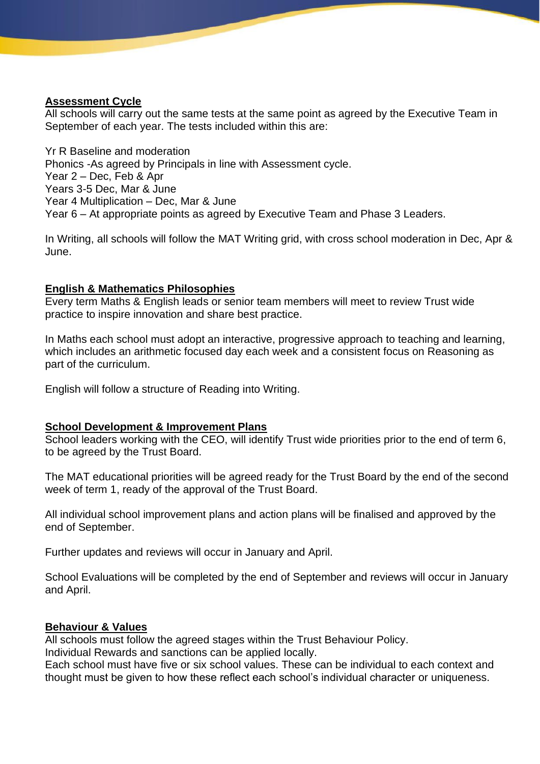**Assessment Cycle**

All schools will carry out the same tests at the same point as agreed by the Executive Team in September of each year. The tests included within this are:

Yr R Baseline and moderation
Phonics -As agreed by Principals in line with Assessment cycle.
Year 2 – Dec, Feb & Apr
Years 3-5 Dec, Mar & June
Year 4 Multiplication – Dec, Mar & June
Year 6 – At appropriate points as agreed by Executive Team and Phase 3 Leaders.

In Writing, all schools will follow the MAT Writing grid, with cross school moderation in Dec, Apr & June.

**English & Mathematics Philosophies**

Every term Maths & English leads or senior team members will meet to review Trust wide practice to inspire innovation and share best practice.

In Maths each school must adopt an interactive, progressive approach to teaching and learning, which includes an arithmetic focused day each week and a consistent focus on Reasoning as part of the curriculum.

English will follow a structure of Reading into Writing.

**School Development & Improvement Plans**

School leaders working with the CEO, will identify Trust wide priorities prior to the end of term 6, to be agreed by the Trust Board.

The MAT educational priorities will be agreed ready for the Trust Board by the end of the second week of term 1, ready of the approval of the Trust Board.

All individual school improvement plans and action plans will be finalised and approved by the end of September.

Further updates and reviews will occur in January and April.

School Evaluations will be completed by the end of September and reviews will occur in January and April.

**Behaviour & Values**

All schools must follow the agreed stages within the Trust Behaviour Policy.
Individual Rewards and sanctions can be applied locally.
Each school must have five or six school values. These can be individual to each context and thought must be given to how these reflect each school's individual character or uniqueness.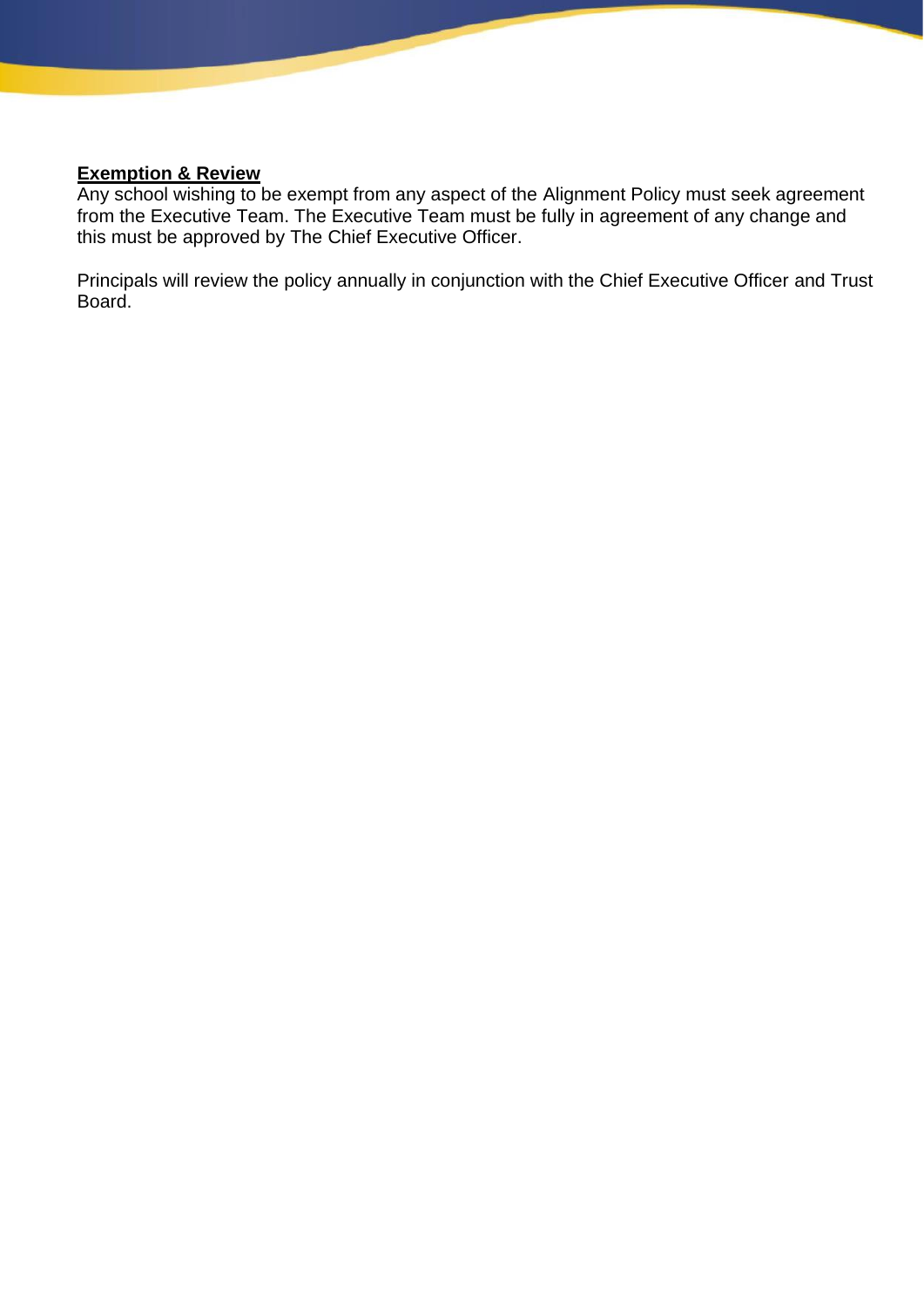**Exemption & Review**

Any school wishing to be exempt from any aspect of the Alignment Policy must seek agreement from the Executive Team. The Executive Team must be fully in agreement of any change and this must be approved by The Chief Executive Officer.

Principals will review the policy annually in conjunction with the Chief Executive Officer and Trust Board.